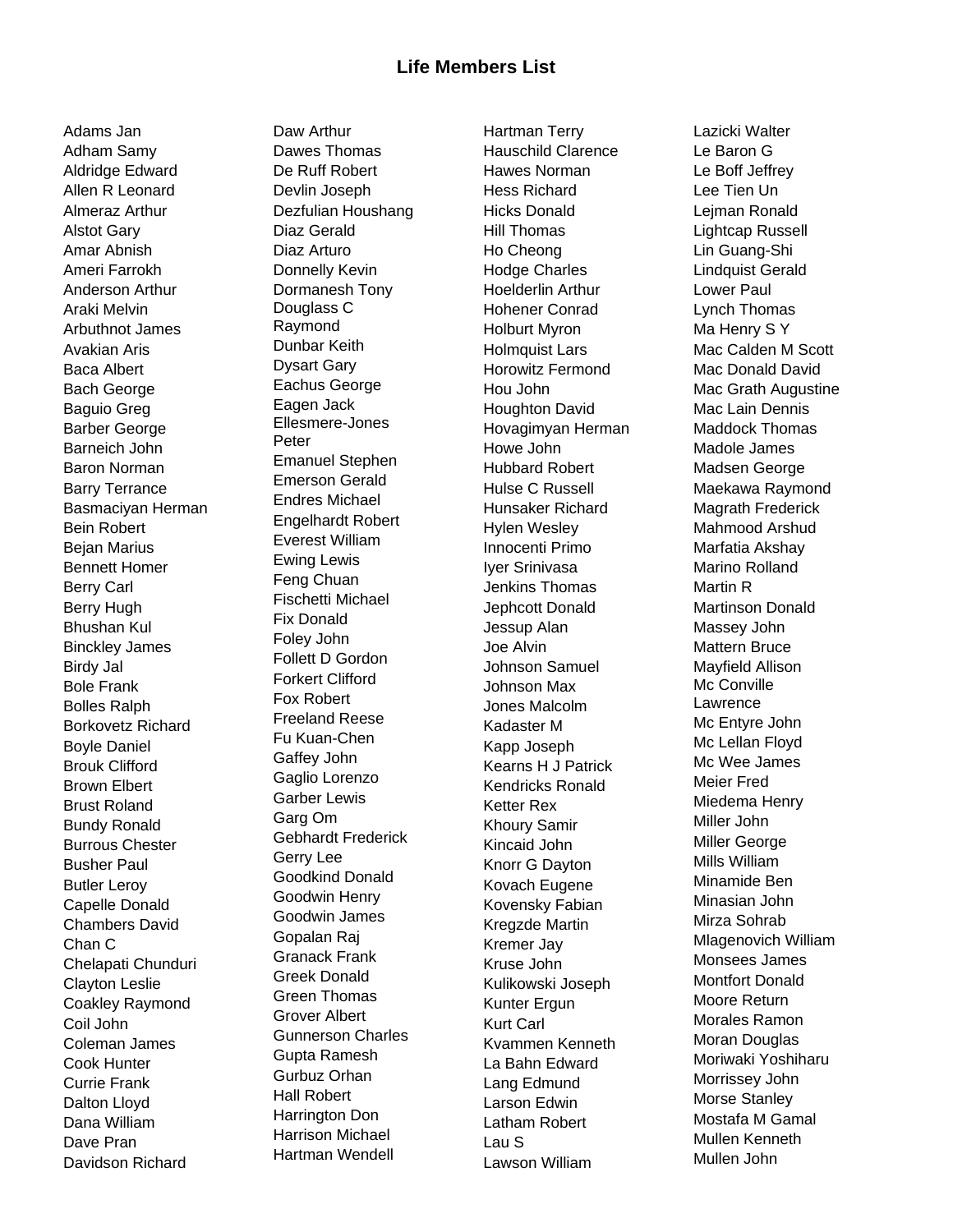# Life Members List

Adams Jan
Adham Samy
Aldridge Edward
Allen R Leonard
Almeraz Arthur
Alstot Gary
Amar Abnish
Ameri Farrokh
Anderson Arthur
Araki Melvin
Arbuthnot James
Avakian Aris
Baca Albert
Bach George
Baguio Greg
Barber George
Barneich John
Baron Norman
Barry Terrance
Basmaciyan Herman
Bein Robert
Bejan Marius
Bennett Homer
Berry Carl
Berry Hugh
Bhushan Kul
Binckley James
Birdy Jal
Bole Frank
Bolles Ralph
Borkovetz Richard
Boyle Daniel
Brouk Clifford
Brown Elbert
Brust Roland
Bundy Ronald
Burrous Chester
Busher Paul
Butler Leroy
Capelle Donald
Chambers David
Chan C
Chelapati Chunduri
Clayton Leslie
Coakley Raymond
Coil John
Coleman James
Cook Hunter
Currie Frank
Dalton Lloyd
Dana William
Dave Pran
Davidson Richard
Daw Arthur
Dawes Thomas
De Ruff Robert
Devlin Joseph
Dezfulian Houshang
Diaz Gerald
Diaz Arturo
Donnelly Kevin
Dormanesh Tony
Douglass C Raymond
Dunbar Keith
Dysart Gary
Eachus George
Eagen Jack
Ellesmere-Jones Peter
Emanuel Stephen
Emerson Gerald
Endres Michael
Engelhardt Robert
Everest William
Ewing Lewis
Feng Chuan
Fischetti Michael
Fix Donald
Foley John
Follett D Gordon
Forkert Clifford
Fox Robert
Freeland Reese
Fu Kuan-Chen
Gaffey John
Gaglio Lorenzo
Garber Lewis
Garg Om
Gebhardt Frederick
Gerry Lee
Goodkind Donald
Goodwin Henry
Goodwin James
Gopalan Raj
Granack Frank
Greek Donald
Green Thomas
Grover Albert
Gunnerson Charles
Gupta Ramesh
Gurbuz Orhan
Hall Robert
Harrington Don
Harrison Michael
Hartman Wendell
Hartman Terry
Hauschild Clarence
Hawes Norman
Hess Richard
Hicks Donald
Hill Thomas
Ho Cheong
Hodge Charles
Hoelderlin Arthur
Hohener Conrad
Holburt Myron
Holmquist Lars
Horowitz Fermond
Hou John
Houghton David
Hovagimyan Herman
Howe John
Hubbard Robert
Hulse C Russell
Hunsaker Richard
Hylen Wesley
Innocenti Primo
Iyer Srinivasa
Jenkins Thomas
Jephcott Donald
Jessup Alan
Joe Alvin
Johnson Samuel
Johnson Max
Jones Malcolm
Kadaster M
Kapp Joseph
Kearns H J Patrick
Kendricks Ronald
Ketter Rex
Khoury Samir
Kincaid John
Knorr G Dayton
Kovach Eugene
Kovensky Fabian
Kregzde Martin
Kremer Jay
Kruse John
Kulikowski Joseph
Kunter Ergun
Kurt Carl
Kvammen Kenneth
La Bahn Edward
Lang Edmund
Larson Edwin
Latham Robert
Lau S
Lawson William
Lazicki Walter
Le Baron G
Le Boff Jeffrey
Lee Tien Un
Lejman Ronald
Lightcap Russell
Lin Guang-Shi
Lindquist Gerald
Lower Paul
Lynch Thomas
Ma Henry S Y
Mac Calden M Scott
Mac Donald David
Mac Grath Augustine
Mac Lain Dennis
Maddock Thomas
Madole James
Madsen George
Maekawa Raymond
Magrath Frederick
Mahmood Arshud
Marfatia Akshay
Marino Rolland
Martin R
Martinson Donald
Massey John
Mattern Bruce
Mayfield Allison
Mc Conville Lawrence
Mc Entyre John
Mc Lellan Floyd
Mc Wee James
Meier Fred
Miedema Henry
Miller John
Miller George
Mills William
Minamide Ben
Minasian John
Mirza Sohrab
Mlagenovich William
Monsees James
Montfort Donald
Moore Return
Morales Ramon
Moran Douglas
Moriwaki Yoshiharu
Morrissey John
Morse Stanley
Mostafa M Gamal
Mullen Kenneth
Mullen John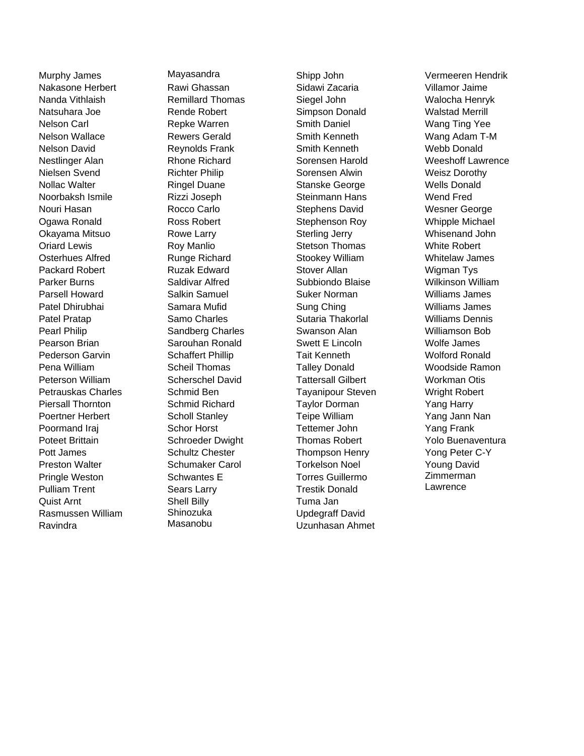Murphy James
Nakasone Herbert
Nanda Vithlaish
Natsuhara Joe
Nelson Carl
Nelson Wallace
Nelson David
Nestlinger Alan
Nielsen Svend
Nollac Walter
Noorbaksh Ismile
Nouri Hasan
Ogawa Ronald
Okayama Mitsuo
Oriard Lewis
Osterhues Alfred
Packard Robert
Parker Burns
Parsell Howard
Patel Dhirubhai
Patel Pratap
Pearl Philip
Pearson Brian
Pederson Garvin
Pena William
Peterson William
Petrauskas Charles
Piersall Thornton
Poertner Herbert
Poormand Iraj
Poteet Brittain
Pott James
Preston Walter
Pringle Weston
Pulliam Trent
Quist Arnt
Rasmussen William
Ravindra Mayasandra
Rawi Ghassan
Remillard Thomas
Rende Robert
Repke Warren
Rewers Gerald
Reynolds Frank
Rhone Richard
Richter Philip
Ringel Duane
Rizzi Joseph
Rocco Carlo
Ross Robert
Rowe Larry
Roy Manlio
Runge Richard
Ruzak Edward
Saldivar Alfred
Salkin Samuel
Samara Mufid
Samo Charles
Sandberg Charles
Sarouhan Ronald
Schaffert Phillip
Scheil Thomas
Scherschel David
Schmid Ben
Schmid Richard
Scholl Stanley
Schor Horst
Schroeder Dwight
Schultz Chester
Schumaker Carol
Schwantes E
Sears Larry
Shell Billy
Shinozuka Masanobu
Shipp John
Sidawi Zacaria
Siegel John
Simpson Donald
Smith Daniel
Smith Kenneth
Smith Kenneth
Sorensen Harold
Sorensen Alwin
Stanske George
Steinmann Hans
Stephens David
Stephenson Roy
Sterling Jerry
Stetson Thomas
Stookey William
Stover Allan
Subbiondo Blaise
Suker Norman
Sung Ching
Sutaria Thakorlal
Swanson Alan
Swett E Lincoln
Tait Kenneth
Talley Donald
Tattersall Gilbert
Tayanipour Steven
Taylor Dorman
Teipe William
Tettemer John
Thomas Robert
Thompson Henry
Torkelson Noel
Torres Guillermo
Trestik Donald
Tuma Jan
Updegraff David
Uzunhasan Ahmet
Vermeeren Hendrik
Villamor Jaime
Walocha Henryk
Walstad Merrill
Wang Ting Yee
Wang Adam T-M
Webb Donald
Weeshoff Lawrence
Weisz Dorothy
Wells Donald
Wend Fred
Wesner George
Whipple Michael
Whisenand John
White Robert
Whitelaw James
Wigman Tys
Wilkinson William
Williams James
Williams James
Williams Dennis
Williamson Bob
Wolfe James
Wolford Ronald
Woodside Ramon
Workman Otis
Wright Robert
Yang Harry
Yang Jann Nan
Yang Frank
Yolo Buenaventura
Yong Peter C-Y
Young David
Zimmerman Lawrence